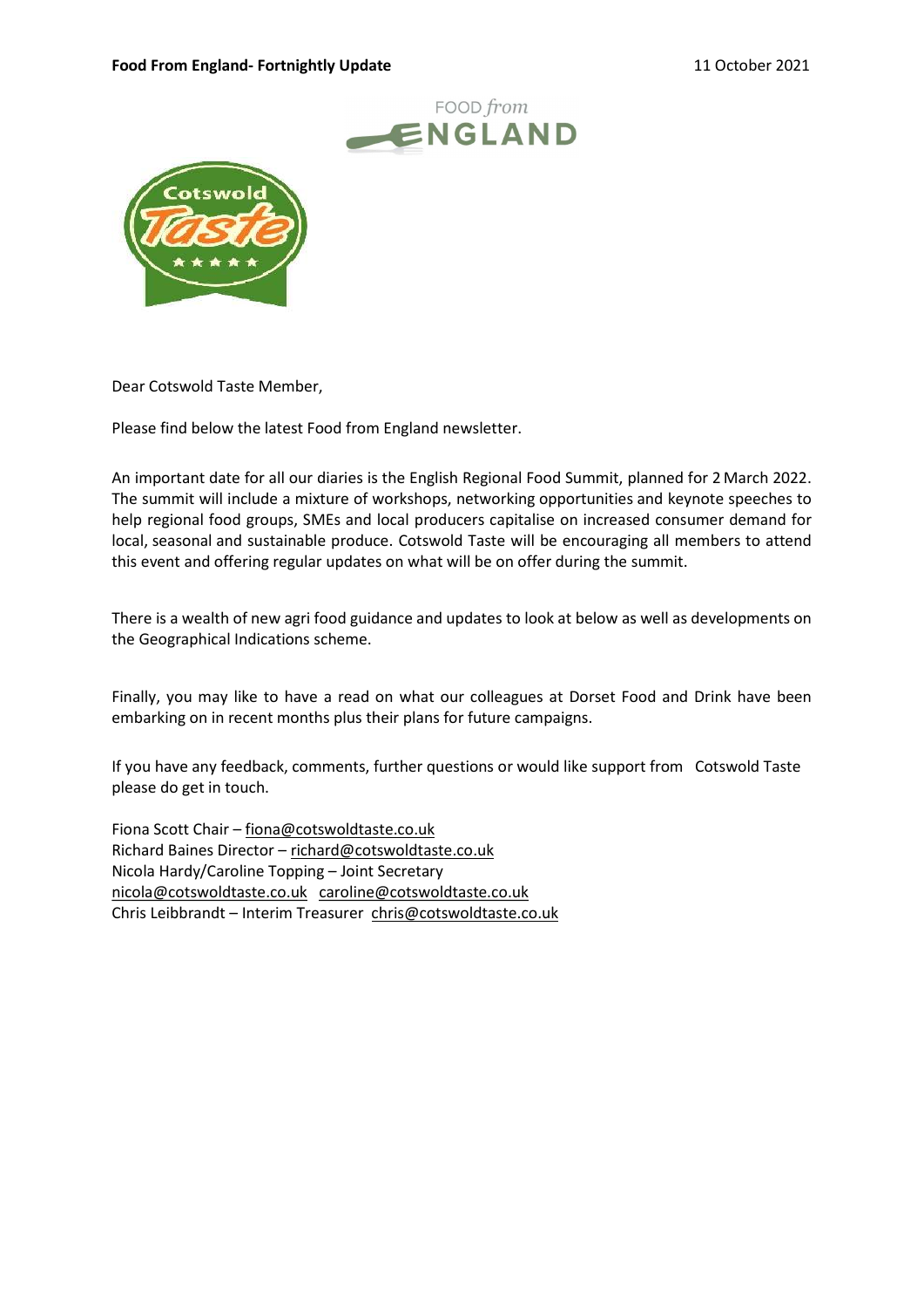**Food From England- Fortnightly Update** 11 October 2021

Dear Cotswold Taste Member,

Please find below the latest Food from England newsletter.

An important date for all our diaries is the English Regional Food Summit, planned for 2 March 2022. The summit will include a mixture of workshops, networking opportunities and keynote speeches to help regional food groups, SMEs and local producers capitalise on increased consumer demand for local, seasonal and sustainable produce. Cotswold Taste will be encouraging all members to attend this event and offering regular updates on what will be on offer during the summit.

There is a wealth of new agri food guidance and updates to look at below as well as developments on the Geographical Indications scheme.

Finally, you may like to have a read on what our colleagues at Dorset Food and Drink have been embarking on in recent months plus their plans for future campaigns.

If you have any feedback, comments, further questions or would like support from Cotswold Taste please do get in touch.

Fiona Scott Chair – fiona@cotswoldtaste.co.uk
Richard Baines Director – richard@cotswoldtaste.co.uk
Nicola Hardy/Caroline Topping – Joint Secretary
nicola@cotswoldtaste.co.uk caroline@cotswoldtaste.co.uk
Chris Leibbrandt – Interim Treasurer chris@cotswoldtaste.co.uk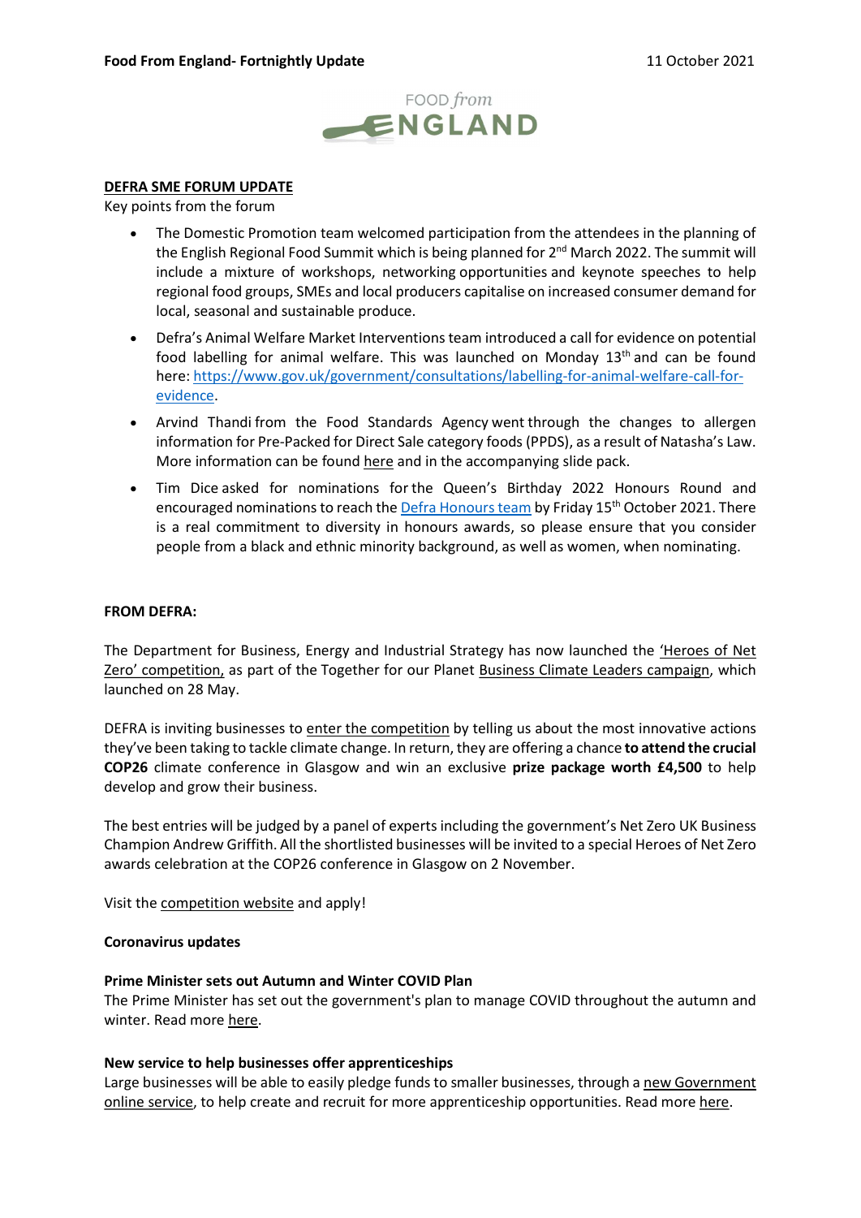**Food From England- Fortnightly Update** 11 October 2021

FOOD *from* ENGLAND

## DEFRA SME FORUM UPDATE

Key points from the forum

- The Domestic Promotion team welcomed participation from the attendees in the planning of the English Regional Food Summit which is being planned for 2nd March 2022. The summit will include a mixture of workshops, networking opportunities and keynote speeches to help regional food groups, SMEs and local producers capitalise on increased consumer demand for local, seasonal and sustainable produce.
- Defra's Animal Welfare Market Interventions team introduced a call for evidence on potential food labelling for animal welfare. This was launched on Monday 13th and can be found here: https://www.gov.uk/government/consultations/labelling-for-animal-welfare-call-for-evidence.
- Arvind Thandi from the Food Standards Agency went through the changes to allergen information for Pre-Packed for Direct Sale category foods (PPDS), as a result of Natasha's Law. More information can be found here and in the accompanying slide pack.
- Tim Dice asked for nominations for the Queen's Birthday 2022 Honours Round and encouraged nominations to reach the Defra Honours team by Friday 15th October 2021. There is a real commitment to diversity in honours awards, so please ensure that you consider people from a black and ethnic minority background, as well as women, when nominating.

## FROM DEFRA:

The Department for Business, Energy and Industrial Strategy has now launched the 'Heroes of Net Zero' competition, as part of the Together for our Planet Business Climate Leaders campaign, which launched on 28 May.

DEFRA is inviting businesses to enter the competition by telling us about the most innovative actions they've been taking to tackle climate change. In return, they are offering a chance **to attend the crucial COP26** climate conference in Glasgow and win an exclusive **prize package worth £4,500** to help develop and grow their business.

The best entries will be judged by a panel of experts including the government's Net Zero UK Business Champion Andrew Griffith. All the shortlisted businesses will be invited to a special Heroes of Net Zero awards celebration at the COP26 conference in Glasgow on 2 November.

Visit the competition website and apply!

### Coronavirus updates

**Prime Minister sets out Autumn and Winter COVID Plan**

The Prime Minister has set out the government's plan to manage COVID throughout the autumn and winter. Read more here.

**New service to help businesses offer apprenticeships**

Large businesses will be able to easily pledge funds to smaller businesses, through a new Government online service, to help create and recruit for more apprenticeship opportunities. Read more here.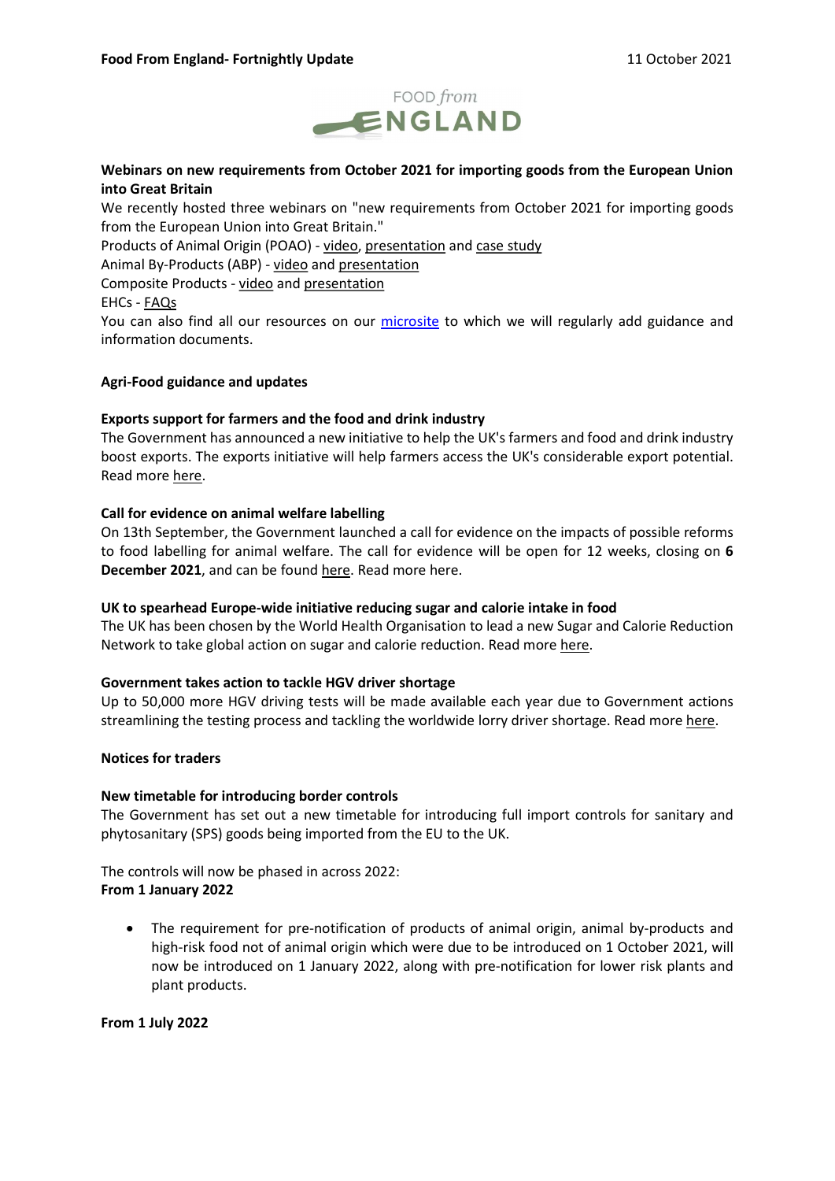## Webinars on new requirements from October 2021 for importing goods from the European Union into Great Britain

We recently hosted three webinars on "new requirements from October 2021 for importing goods from the European Union into Great Britain."

Products of Animal Origin (POAO) - video, presentation and case study

Animal By-Products (ABP) - video and presentation

Composite Products - video and presentation

EHCs - FAQs

You can also find all our resources on our microsite to which we will regularly add guidance and information documents.

## Agri-Food guidance and updates

### Exports support for farmers and the food and drink industry

The Government has announced a new initiative to help the UK's farmers and food and drink industry boost exports. The exports initiative will help farmers access the UK's considerable export potential. Read more here.

### Call for evidence on animal welfare labelling

On 13th September, the Government launched a call for evidence on the impacts of possible reforms to food labelling for animal welfare. The call for evidence will be open for 12 weeks, closing on **6 December 2021**, and can be found here. Read more here.

### UK to spearhead Europe-wide initiative reducing sugar and calorie intake in food

The UK has been chosen by the World Health Organisation to lead a new Sugar and Calorie Reduction Network to take global action on sugar and calorie reduction. Read more here.

### Government takes action to tackle HGV driver shortage

Up to 50,000 more HGV driving tests will be made available each year due to Government actions streamlining the testing process and tackling the worldwide lorry driver shortage. Read more here.

## Notices for traders

### New timetable for introducing border controls

The Government has set out a new timetable for introducing full import controls for sanitary and phytosanitary (SPS) goods being imported from the EU to the UK.

The controls will now be phased in across 2022:

**From 1 January 2022**

- The requirement for pre-notification of products of animal origin, animal by-products and high-risk food not of animal origin which were due to be introduced on 1 October 2021, will now be introduced on 1 January 2022, along with pre-notification for lower risk plants and plant products.

**From 1 July 2022**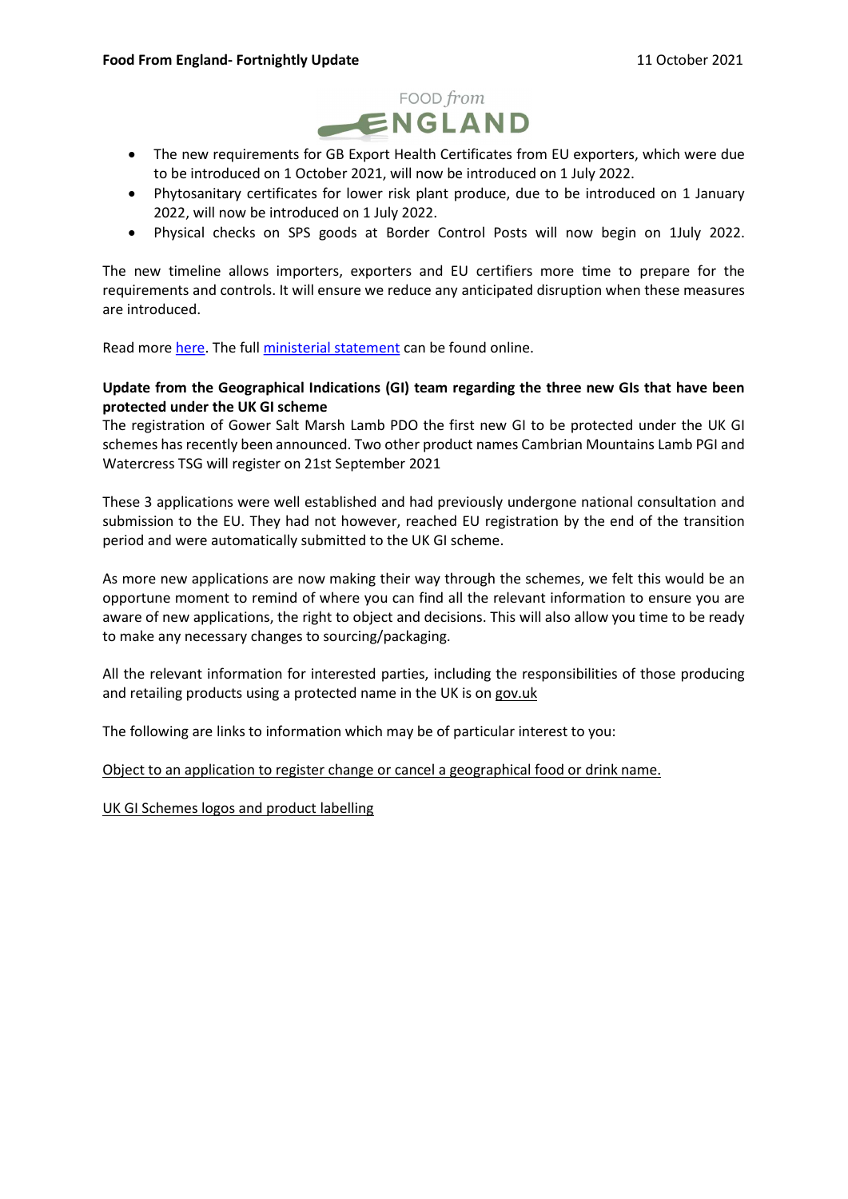- The new requirements for GB Export Health Certificates from EU exporters, which were due to be introduced on 1 October 2021, will now be introduced on 1 July 2022.
- Phytosanitary certificates for lower risk plant produce, due to be introduced on 1 January 2022, will now be introduced on 1 July 2022.
- Physical checks on SPS goods at Border Control Posts will now begin on 1July 2022.

The new timeline allows importers, exporters and EU certifiers more time to prepare for the requirements and controls. It will ensure we reduce any anticipated disruption when these measures are introduced.

Read more here. The full ministerial statement can be found online.

**Update from the Geographical Indications (GI) team regarding the three new GIs that have been protected under the UK GI scheme**

The registration of Gower Salt Marsh Lamb PDO the first new GI to be protected under the UK GI schemes has recently been announced. Two other product names Cambrian Mountains Lamb PGI and Watercress TSG will register on 21st September 2021

These 3 applications were well established and had previously undergone national consultation and submission to the EU. They had not however, reached EU registration by the end of the transition period and were automatically submitted to the UK GI scheme.

As more new applications are now making their way through the schemes, we felt this would be an opportune moment to remind of where you can find all the relevant information to ensure you are aware of new applications, the right to object and decisions. This will also allow you time to be ready to make any necessary changes to sourcing/packaging.

All the relevant information for interested parties, including the responsibilities of those producing and retailing products using a protected name in the UK is on gov.uk

The following are links to information which may be of particular interest to you:

Object to an application to register change or cancel a geographical food or drink name.

UK GI Schemes logos and product labelling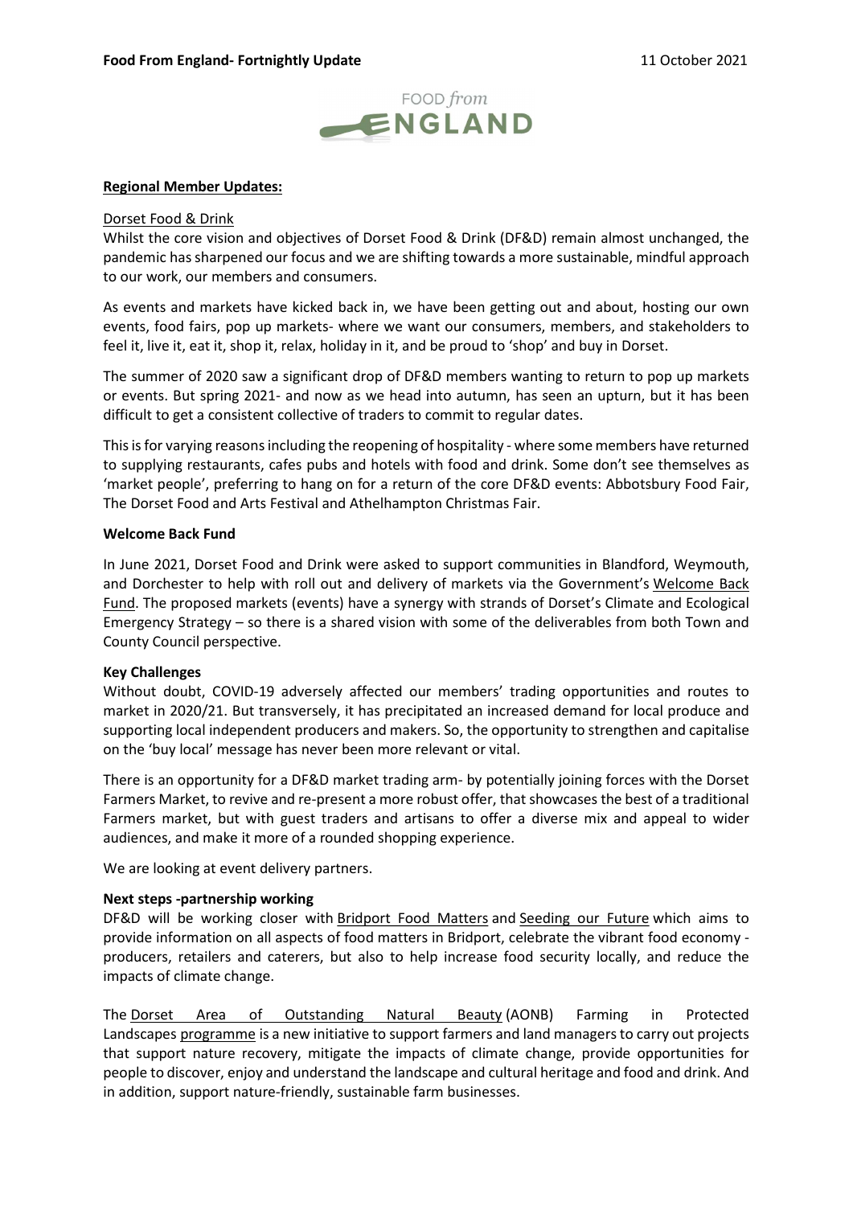**Regional Member Updates:**

Dorset Food & Drink

Whilst the core vision and objectives of Dorset Food & Drink (DF&D) remain almost unchanged, the pandemic has sharpened our focus and we are shifting towards a more sustainable, mindful approach to our work, our members and consumers.

As events and markets have kicked back in, we have been getting out and about, hosting our own events, food fairs, pop up markets- where we want our consumers, members, and stakeholders to feel it, live it, eat it, shop it, relax, holiday in it, and be proud to 'shop' and buy in Dorset.

The summer of 2020 saw a significant drop of DF&D members wanting to return to pop up markets or events. But spring 2021- and now as we head into autumn, has seen an upturn, but it has been difficult to get a consistent collective of traders to commit to regular dates.

This is for varying reasons including the reopening of hospitality - where some members have returned to supplying restaurants, cafes pubs and hotels with food and drink. Some don't see themselves as 'market people', preferring to hang on for a return of the core DF&D events: Abbotsbury Food Fair, The Dorset Food and Arts Festival and Athelhampton Christmas Fair.

**Welcome Back Fund**

In June 2021, Dorset Food and Drink were asked to support communities in Blandford, Weymouth, and Dorchester to help with roll out and delivery of markets via the Government's Welcome Back Fund. The proposed markets (events) have a synergy with strands of Dorset's Climate and Ecological Emergency Strategy – so there is a shared vision with some of the deliverables from both Town and County Council perspective.

**Key Challenges**

Without doubt, COVID-19 adversely affected our members' trading opportunities and routes to market in 2020/21. But transversely, it has precipitated an increased demand for local produce and supporting local independent producers and makers. So, the opportunity to strengthen and capitalise on the 'buy local' message has never been more relevant or vital.

There is an opportunity for a DF&D market trading arm- by potentially joining forces with the Dorset Farmers Market, to revive and re-present a more robust offer, that showcases the best of a traditional Farmers market, but with guest traders and artisans to offer a diverse mix and appeal to wider audiences, and make it more of a rounded shopping experience.

We are looking at event delivery partners.

**Next steps -partnership working**

DF&D will be working closer with Bridport Food Matters and Seeding our Future which aims to provide information on all aspects of food matters in Bridport, celebrate the vibrant food economy - producers, retailers and caterers, but also to help increase food security locally, and reduce the impacts of climate change.

The Dorset Area of Outstanding Natural Beauty (AONB) Farming in Protected Landscapes programme is a new initiative to support farmers and land managers to carry out projects that support nature recovery, mitigate the impacts of climate change, provide opportunities for people to discover, enjoy and understand the landscape and cultural heritage and food and drink. And in addition, support nature-friendly, sustainable farm businesses.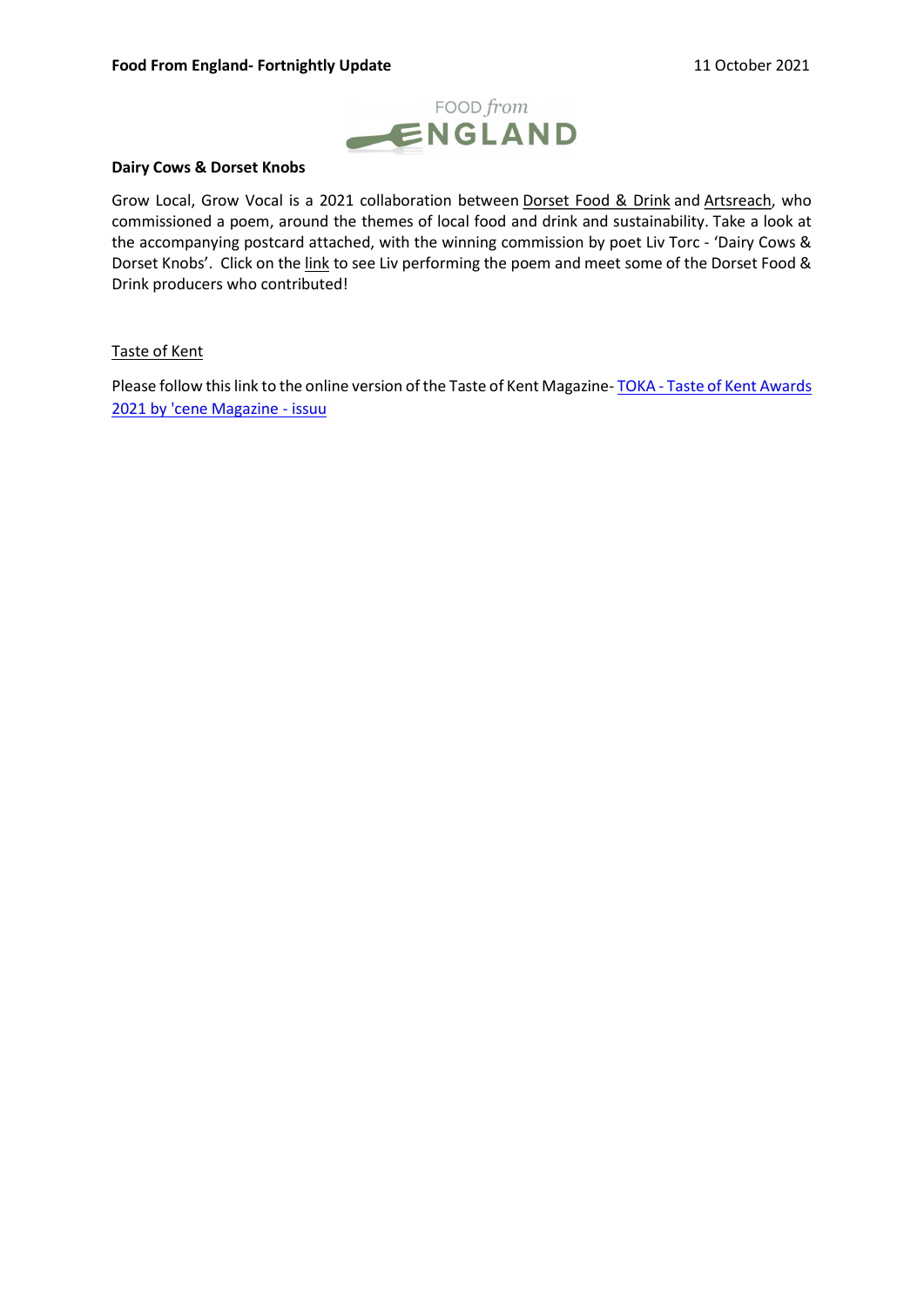## Dairy Cows & Dorset Knobs

Grow Local, Grow Vocal is a 2021 collaboration between Dorset Food & Drink and Artsreach, who commissioned a poem, around the themes of local food and drink and sustainability. Take a look at the accompanying postcard attached, with the winning commission by poet Liv Torc - 'Dairy Cows & Dorset Knobs'. Click on the link to see Liv performing the poem and meet some of the Dorset Food & Drink producers who contributed!

## Taste of Kent

Please follow this link to the online version of the Taste of Kent Magazine- TOKA - Taste of Kent Awards 2021 by 'cene Magazine - issuu